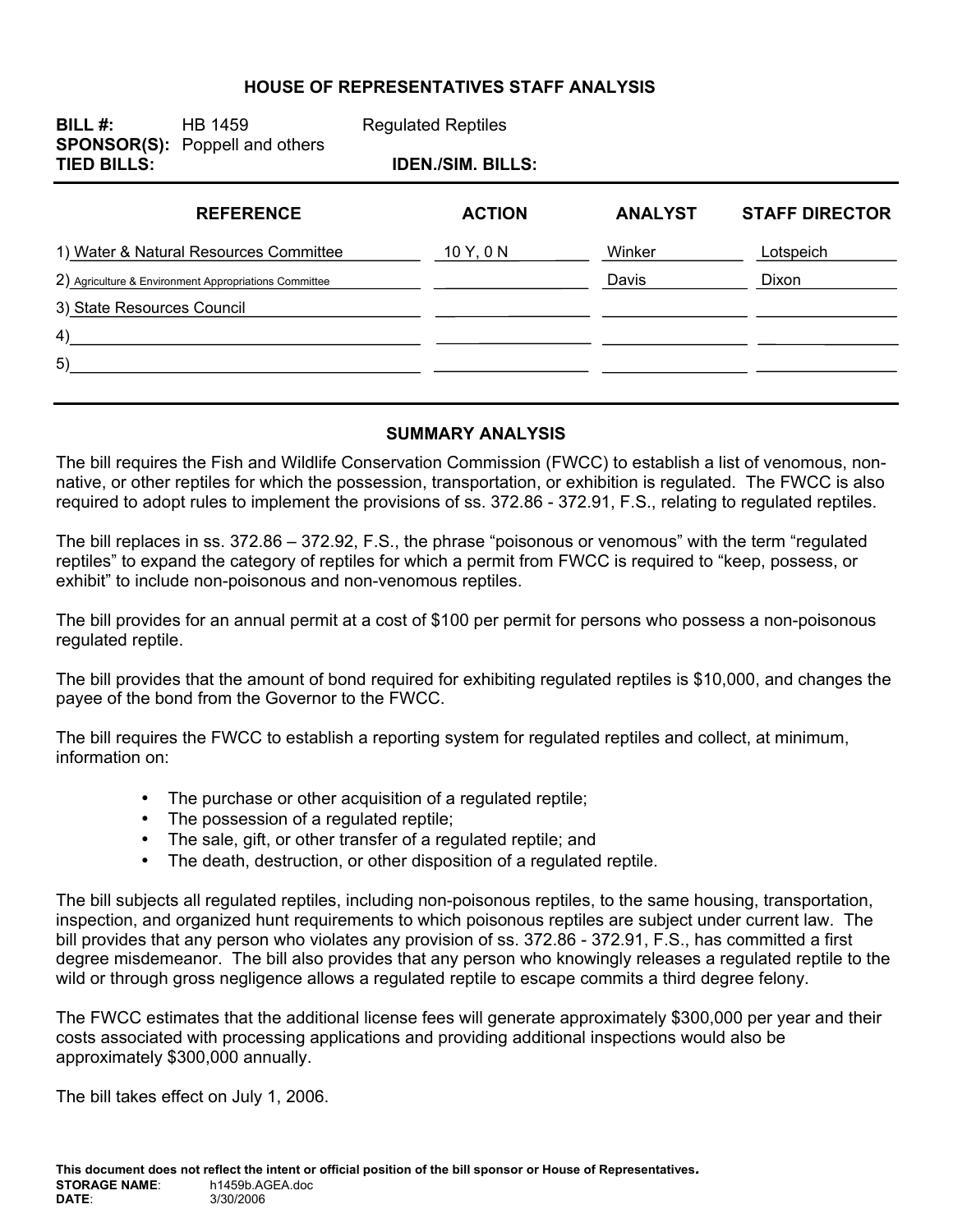## HOUSE OF REPRESENTATIVES STAFF ANALYSIS

**BILL #:** HB 1459 Regulated Reptiles
**SPONSOR(S):** Poppell and others
**TIED BILLS:** **IDEN./SIM. BILLS:**

| REFERENCE | ACTION | ANALYST | STAFF DIRECTOR |
|---|---|---|---|
| 1) Water & Natural Resources Committee | 10 Y, 0 N | Winker | Lotspeich |
| 2) Agriculture & Environment Appropriations Committee | | Davis | Dixon |
| 3) State Resources Council | | | |
| 4) | | | |
| 5) | | | |

### SUMMARY ANALYSIS

The bill requires the Fish and Wildlife Conservation Commission (FWCC) to establish a list of venomous, non-native, or other reptiles for which the possession, transportation, or exhibition is regulated. The FWCC is also required to adopt rules to implement the provisions of ss. 372.86 - 372.91, F.S., relating to regulated reptiles.

The bill replaces in ss. 372.86 – 372.92, F.S., the phrase "poisonous or venomous" with the term "regulated reptiles" to expand the category of reptiles for which a permit from FWCC is required to "keep, possess, or exhibit" to include non-poisonous and non-venomous reptiles.

The bill provides for an annual permit at a cost of $100 per permit for persons who possess a non-poisonous regulated reptile.

The bill provides that the amount of bond required for exhibiting regulated reptiles is $10,000, and changes the payee of the bond from the Governor to the FWCC.

The bill requires the FWCC to establish a reporting system for regulated reptiles and collect, at minimum, information on:

- The purchase or other acquisition of a regulated reptile;
- The possession of a regulated reptile;
- The sale, gift, or other transfer of a regulated reptile; and
- The death, destruction, or other disposition of a regulated reptile.

The bill subjects all regulated reptiles, including non-poisonous reptiles, to the same housing, transportation, inspection, and organized hunt requirements to which poisonous reptiles are subject under current law. The bill provides that any person who violates any provision of ss. 372.86 - 372.91, F.S., has committed a first degree misdemeanor. The bill also provides that any person who knowingly releases a regulated reptile to the wild or through gross negligence allows a regulated reptile to escape commits a third degree felony.

The FWCC estimates that the additional license fees will generate approximately $300,000 per year and their costs associated with processing applications and providing additional inspections would also be approximately $300,000 annually.

The bill takes effect on July 1, 2006.

**This document does not reflect the intent or official position of the bill sponsor or House of Representatives.**
**STORAGE NAME:** h1459b.AGEA.doc
**DATE:** 3/30/2006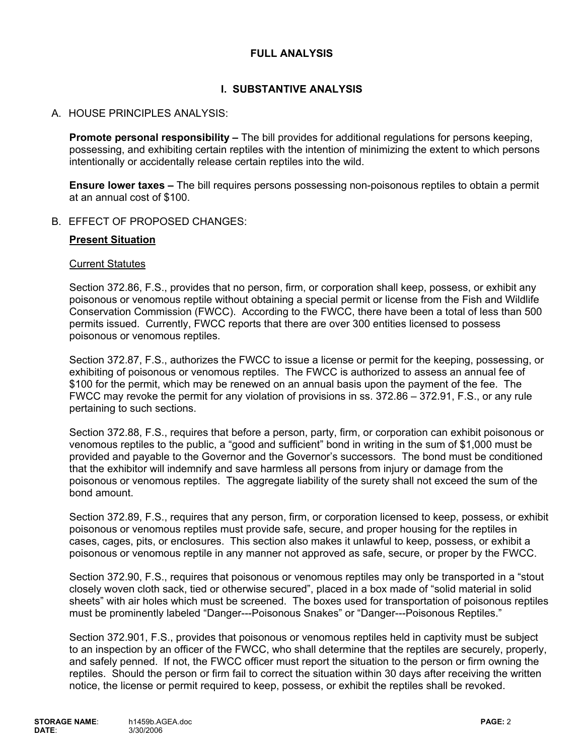## FULL ANALYSIS

### I. SUBSTANTIVE ANALYSIS

A. HOUSE PRINCIPLES ANALYSIS:

**Promote personal responsibility –** The bill provides for additional regulations for persons keeping, possessing, and exhibiting certain reptiles with the intention of minimizing the extent to which persons intentionally or accidentally release certain reptiles into the wild.

**Ensure lower taxes –** The bill requires persons possessing non-poisonous reptiles to obtain a permit at an annual cost of $100.

B. EFFECT OF PROPOSED CHANGES:

**Present Situation**

Current Statutes

Section 372.86, F.S., provides that no person, firm, or corporation shall keep, possess, or exhibit any poisonous or venomous reptile without obtaining a special permit or license from the Fish and Wildlife Conservation Commission (FWCC). According to the FWCC, there have been a total of less than 500 permits issued. Currently, FWCC reports that there are over 300 entities licensed to possess poisonous or venomous reptiles.

Section 372.87, F.S., authorizes the FWCC to issue a license or permit for the keeping, possessing, or exhibiting of poisonous or venomous reptiles. The FWCC is authorized to assess an annual fee of $100 for the permit, which may be renewed on an annual basis upon the payment of the fee. The FWCC may revoke the permit for any violation of provisions in ss. 372.86 – 372.91, F.S., or any rule pertaining to such sections.

Section 372.88, F.S., requires that before a person, party, firm, or corporation can exhibit poisonous or venomous reptiles to the public, a "good and sufficient" bond in writing in the sum of $1,000 must be provided and payable to the Governor and the Governor's successors. The bond must be conditioned that the exhibitor will indemnify and save harmless all persons from injury or damage from the poisonous or venomous reptiles. The aggregate liability of the surety shall not exceed the sum of the bond amount.

Section 372.89, F.S., requires that any person, firm, or corporation licensed to keep, possess, or exhibit poisonous or venomous reptiles must provide safe, secure, and proper housing for the reptiles in cases, cages, pits, or enclosures. This section also makes it unlawful to keep, possess, or exhibit a poisonous or venomous reptile in any manner not approved as safe, secure, or proper by the FWCC.

Section 372.90, F.S., requires that poisonous or venomous reptiles may only be transported in a "stout closely woven cloth sack, tied or otherwise secured", placed in a box made of "solid material in solid sheets" with air holes which must be screened. The boxes used for transportation of poisonous reptiles must be prominently labeled "Danger---Poisonous Snakes" or "Danger---Poisonous Reptiles."

Section 372.901, F.S., provides that poisonous or venomous reptiles held in captivity must be subject to an inspection by an officer of the FWCC, who shall determine that the reptiles are securely, properly, and safely penned. If not, the FWCC officer must report the situation to the person or firm owning the reptiles. Should the person or firm fail to correct the situation within 30 days after receiving the written notice, the license or permit required to keep, possess, or exhibit the reptiles shall be revoked.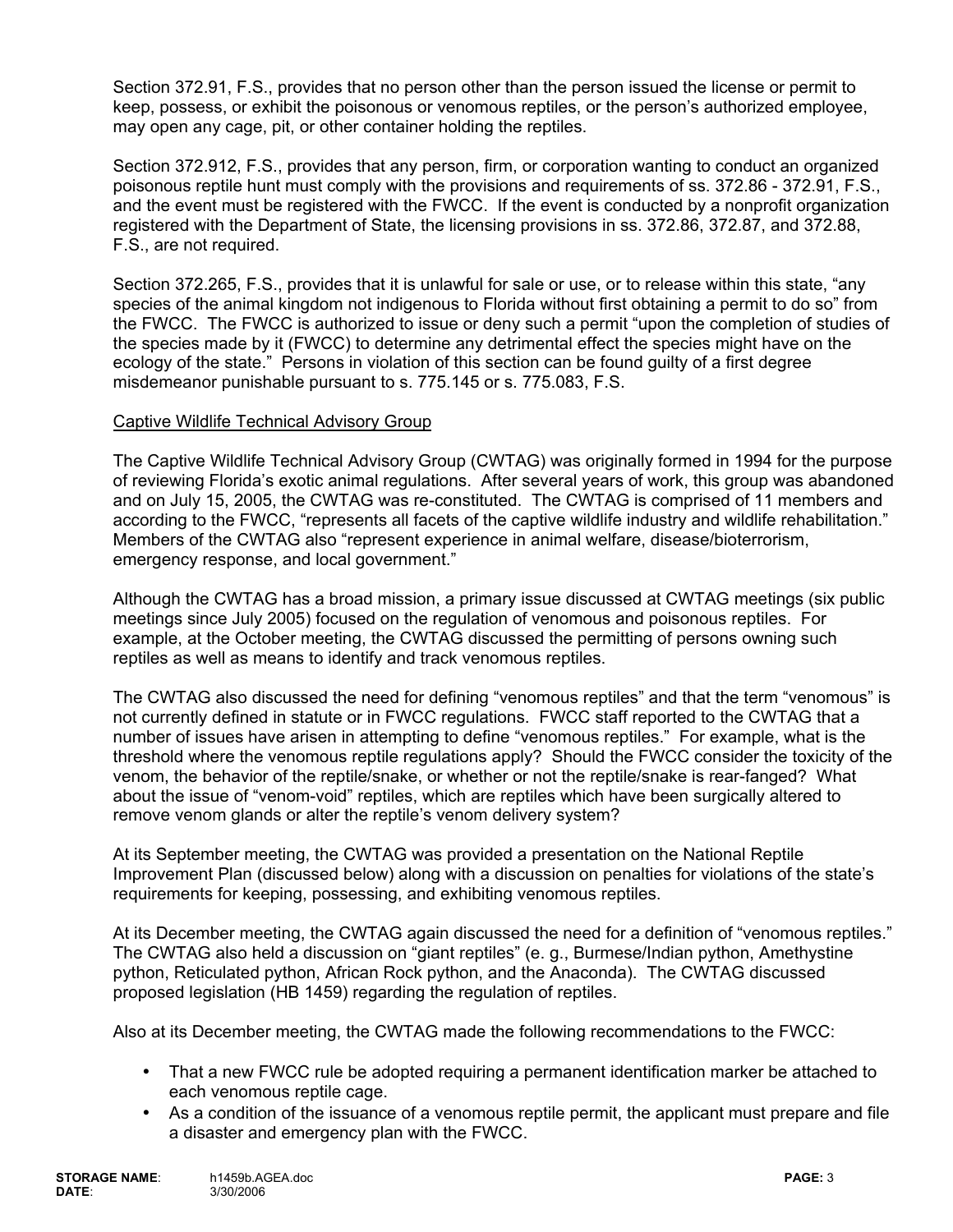Section 372.91, F.S., provides that no person other than the person issued the license or permit to keep, possess, or exhibit the poisonous or venomous reptiles, or the person's authorized employee, may open any cage, pit, or other container holding the reptiles.

Section 372.912, F.S., provides that any person, firm, or corporation wanting to conduct an organized poisonous reptile hunt must comply with the provisions and requirements of ss. 372.86 - 372.91, F.S., and the event must be registered with the FWCC. If the event is conducted by a nonprofit organization registered with the Department of State, the licensing provisions in ss. 372.86, 372.87, and 372.88, F.S., are not required.

Section 372.265, F.S., provides that it is unlawful for sale or use, or to release within this state, "any species of the animal kingdom not indigenous to Florida without first obtaining a permit to do so" from the FWCC. The FWCC is authorized to issue or deny such a permit "upon the completion of studies of the species made by it (FWCC) to determine any detrimental effect the species might have on the ecology of the state." Persons in violation of this section can be found guilty of a first degree misdemeanor punishable pursuant to s. 775.145 or s. 775.083, F.S.

<u>Captive Wildlife Technical Advisory Group</u>

The Captive Wildlife Technical Advisory Group (CWTAG) was originally formed in 1994 for the purpose of reviewing Florida's exotic animal regulations. After several years of work, this group was abandoned and on July 15, 2005, the CWTAG was re-constituted. The CWTAG is comprised of 11 members and according to the FWCC, "represents all facets of the captive wildlife industry and wildlife rehabilitation." Members of the CWTAG also "represent experience in animal welfare, disease/bioterrorism, emergency response, and local government."

Although the CWTAG has a broad mission, a primary issue discussed at CWTAG meetings (six public meetings since July 2005) focused on the regulation of venomous and poisonous reptiles. For example, at the October meeting, the CWTAG discussed the permitting of persons owning such reptiles as well as means to identify and track venomous reptiles.

The CWTAG also discussed the need for defining "venomous reptiles" and that the term "venomous" is not currently defined in statute or in FWCC regulations. FWCC staff reported to the CWTAG that a number of issues have arisen in attempting to define "venomous reptiles." For example, what is the threshold where the venomous reptile regulations apply? Should the FWCC consider the toxicity of the venom, the behavior of the reptile/snake, or whether or not the reptile/snake is rear-fanged? What about the issue of "venom-void" reptiles, which are reptiles which have been surgically altered to remove venom glands or alter the reptile's venom delivery system?

At its September meeting, the CWTAG was provided a presentation on the National Reptile Improvement Plan (discussed below) along with a discussion on penalties for violations of the state's requirements for keeping, possessing, and exhibiting venomous reptiles.

At its December meeting, the CWTAG again discussed the need for a definition of "venomous reptiles." The CWTAG also held a discussion on "giant reptiles" (e. g., Burmese/Indian python, Amethystine python, Reticulated python, African Rock python, and the Anaconda). The CWTAG discussed proposed legislation (HB 1459) regarding the regulation of reptiles.

Also at its December meeting, the CWTAG made the following recommendations to the FWCC:

- That a new FWCC rule be adopted requiring a permanent identification marker be attached to each venomous reptile cage.
- As a condition of the issuance of a venomous reptile permit, the applicant must prepare and file a disaster and emergency plan with the FWCC.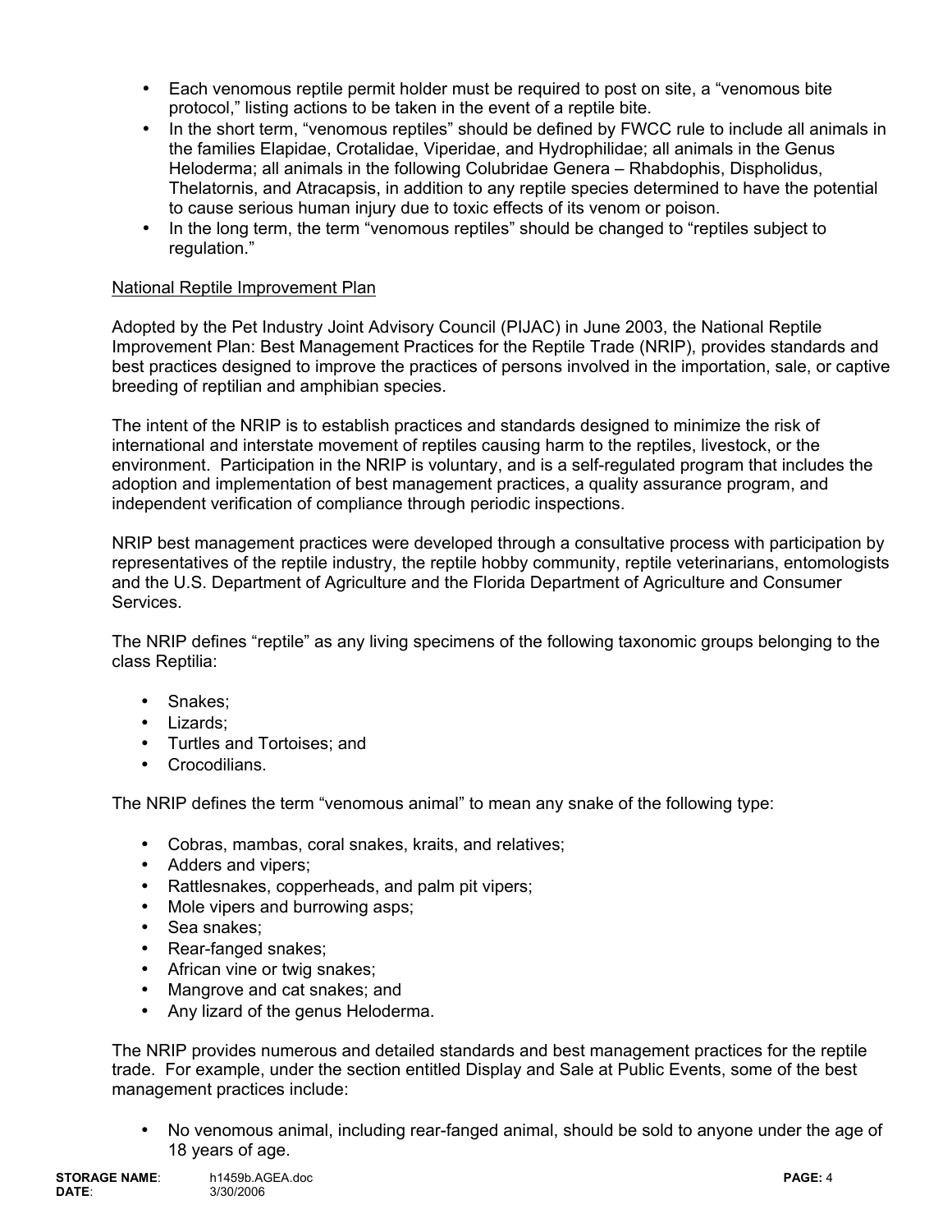- Each venomous reptile permit holder must be required to post on site, a "venomous bite protocol," listing actions to be taken in the event of a reptile bite.
- In the short term, "venomous reptiles" should be defined by FWCC rule to include all animals in the families Elapidae, Crotalidae, Viperidae, and Hydrophilidae; all animals in the Genus Heloderma; all animals in the following Colubridae Genera – Rhabdophis, Dispholidus, Thelatornis, and Atracapsis, in addition to any reptile species determined to have the potential to cause serious human injury due to toxic effects of its venom or poison.
- In the long term, the term "venomous reptiles" should be changed to "reptiles subject to regulation."

National Reptile Improvement Plan

Adopted by the Pet Industry Joint Advisory Council (PIJAC) in June 2003, the National Reptile Improvement Plan: Best Management Practices for the Reptile Trade (NRIP), provides standards and best practices designed to improve the practices of persons involved in the importation, sale, or captive breeding of reptilian and amphibian species.

The intent of the NRIP is to establish practices and standards designed to minimize the risk of international and interstate movement of reptiles causing harm to the reptiles, livestock, or the environment. Participation in the NRIP is voluntary, and is a self-regulated program that includes the adoption and implementation of best management practices, a quality assurance program, and independent verification of compliance through periodic inspections.

NRIP best management practices were developed through a consultative process with participation by representatives of the reptile industry, the reptile hobby community, reptile veterinarians, entomologists and the U.S. Department of Agriculture and the Florida Department of Agriculture and Consumer Services.

The NRIP defines "reptile" as any living specimens of the following taxonomic groups belonging to the class Reptilia:

- Snakes;
- Lizards;
- Turtles and Tortoises; and
- Crocodilians.

The NRIP defines the term "venomous animal" to mean any snake of the following type:

- Cobras, mambas, coral snakes, kraits, and relatives;
- Adders and vipers;
- Rattlesnakes, copperheads, and palm pit vipers;
- Mole vipers and burrowing asps;
- Sea snakes;
- Rear-fanged snakes;
- African vine or twig snakes;
- Mangrove and cat snakes; and
- Any lizard of the genus Heloderma.

The NRIP provides numerous and detailed standards and best management practices for the reptile trade. For example, under the section entitled Display and Sale at Public Events, some of the best management practices include:

- No venomous animal, including rear-fanged animal, should be sold to anyone under the age of 18 years of age.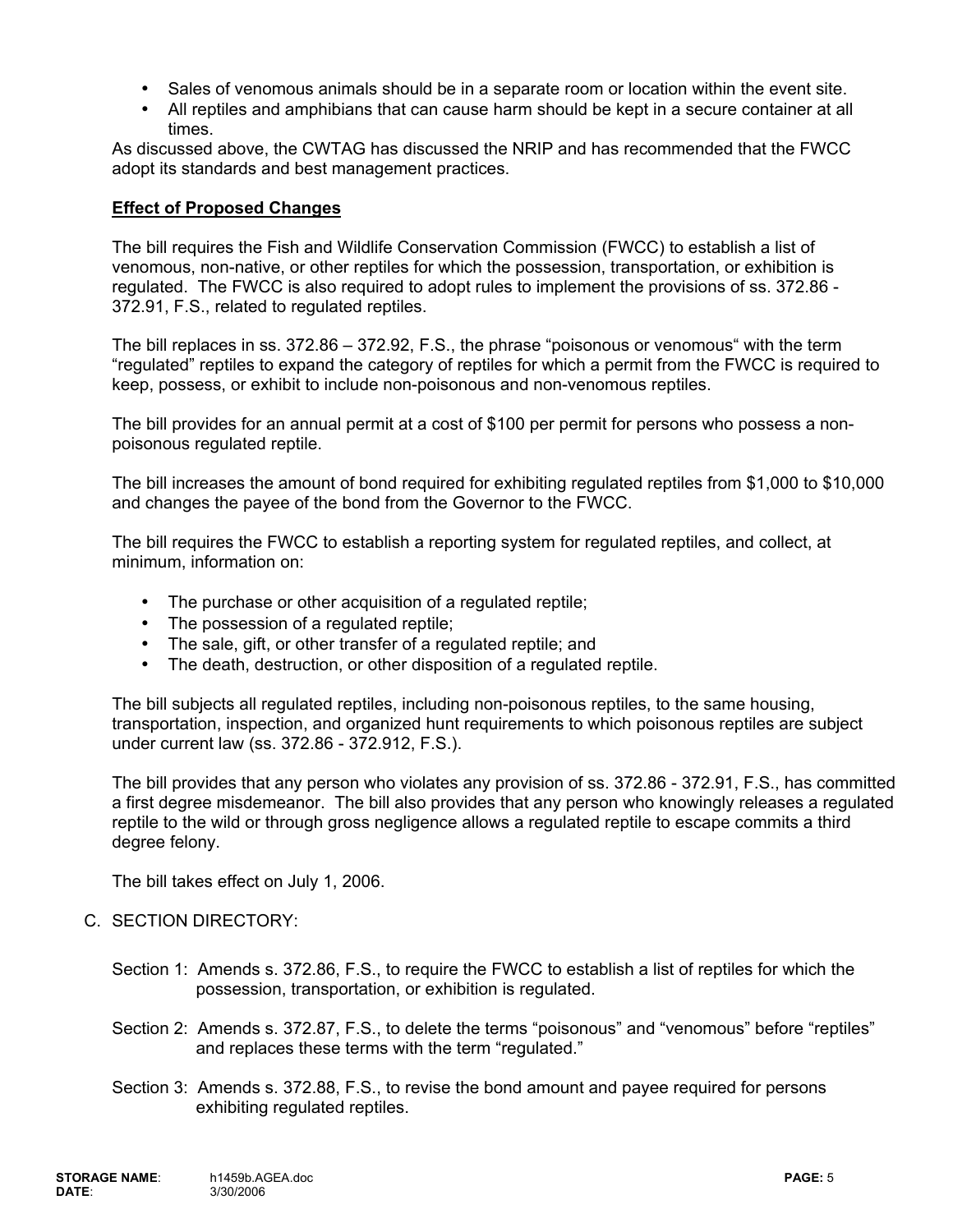- Sales of venomous animals should be in a separate room or location within the event site.
- All reptiles and amphibians that can cause harm should be kept in a secure container at all times.

As discussed above, the CWTAG has discussed the NRIP and has recommended that the FWCC adopt its standards and best management practices.

**Effect of Proposed Changes**

The bill requires the Fish and Wildlife Conservation Commission (FWCC) to establish a list of venomous, non-native, or other reptiles for which the possession, transportation, or exhibition is regulated. The FWCC is also required to adopt rules to implement the provisions of ss. 372.86 - 372.91, F.S., related to regulated reptiles.

The bill replaces in ss. 372.86 – 372.92, F.S., the phrase "poisonous or venomous" with the term "regulated" reptiles to expand the category of reptiles for which a permit from the FWCC is required to keep, possess, or exhibit to include non-poisonous and non-venomous reptiles.

The bill provides for an annual permit at a cost of $100 per permit for persons who possess a non-poisonous regulated reptile.

The bill increases the amount of bond required for exhibiting regulated reptiles from $1,000 to $10,000 and changes the payee of the bond from the Governor to the FWCC.

The bill requires the FWCC to establish a reporting system for regulated reptiles, and collect, at minimum, information on:

- The purchase or other acquisition of a regulated reptile;
- The possession of a regulated reptile;
- The sale, gift, or other transfer of a regulated reptile; and
- The death, destruction, or other disposition of a regulated reptile.

The bill subjects all regulated reptiles, including non-poisonous reptiles, to the same housing, transportation, inspection, and organized hunt requirements to which poisonous reptiles are subject under current law (ss. 372.86 - 372.912, F.S.).

The bill provides that any person who violates any provision of ss. 372.86 - 372.91, F.S., has committed a first degree misdemeanor. The bill also provides that any person who knowingly releases a regulated reptile to the wild or through gross negligence allows a regulated reptile to escape commits a third degree felony.

The bill takes effect on July 1, 2006.

C. SECTION DIRECTORY:

Section 1: Amends s. 372.86, F.S., to require the FWCC to establish a list of reptiles for which the possession, transportation, or exhibition is regulated.

Section 2: Amends s. 372.87, F.S., to delete the terms "poisonous" and "venomous" before "reptiles" and replaces these terms with the term "regulated."

Section 3: Amends s. 372.88, F.S., to revise the bond amount and payee required for persons exhibiting regulated reptiles.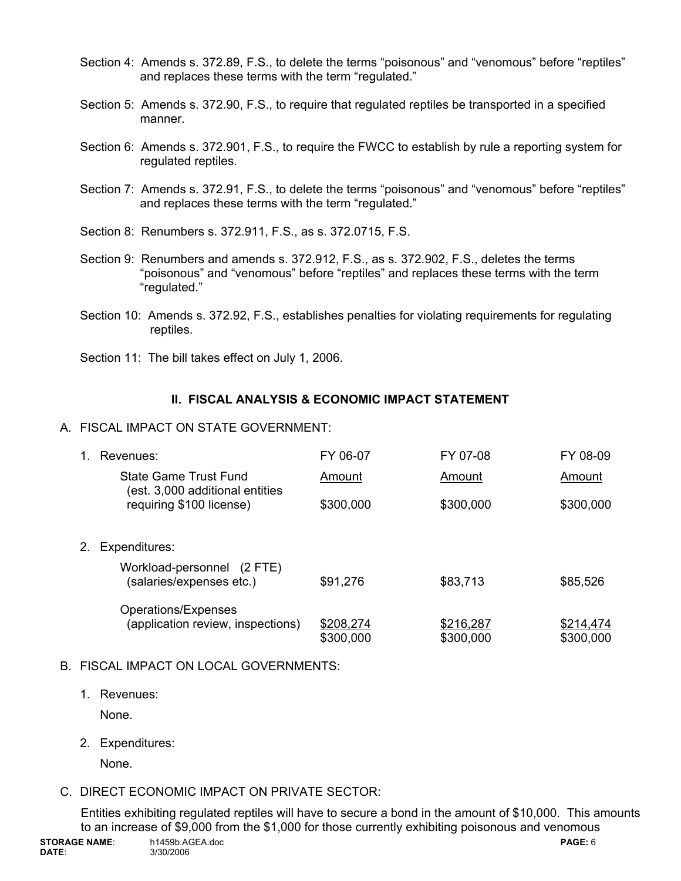Section 4: Amends s. 372.89, F.S., to delete the terms “poisonous” and “venomous” before “reptiles” and replaces these terms with the term “regulated.”

Section 5: Amends s. 372.90, F.S., to require that regulated reptiles be transported in a specified manner.

Section 6: Amends s. 372.901, F.S., to require the FWCC to establish by rule a reporting system for regulated reptiles.

Section 7: Amends s. 372.91, F.S., to delete the terms “poisonous” and “venomous” before “reptiles” and replaces these terms with the term “regulated.”

Section 8: Renumbers s. 372.911, F.S., as s. 372.0715, F.S.

Section 9: Renumbers and amends s. 372.912, F.S., as s. 372.902, F.S., deletes the terms “poisonous” and “venomous” before “reptiles” and replaces these terms with the term “regulated.”

Section 10: Amends s. 372.92, F.S., establishes penalties for violating requirements for regulating reptiles.

Section 11: The bill takes effect on July 1, 2006.

## II. FISCAL ANALYSIS & ECONOMIC IMPACT STATEMENT

A. FISCAL IMPACT ON STATE GOVERNMENT:

| | FY 06-07 | FY 07-08 | FY 08-09 |
|---|---|---|---|
| 1. Revenues: | | | |
| State Game Trust Fund (est. 3,000 additional entities requiring $100 license) | Amount $300,000 | Amount $300,000 | Amount $300,000 |
| 2. Expenditures: | | | |
| Workload-personnel (2 FTE) (salaries/expenses etc.) | $91,276 | $83,713 | $85,526 |
| Operations/Expenses (application review, inspections) | $208,274 | $216,287 | $214,474 |
| | $300,000 | $300,000 | $300,000 |

B. FISCAL IMPACT ON LOCAL GOVERNMENTS:

1. Revenues:

   None.

2. Expenditures:

   None.

C. DIRECT ECONOMIC IMPACT ON PRIVATE SECTOR:

Entities exhibiting regulated reptiles will have to secure a bond in the amount of $10,000. This amounts to an increase of $9,000 from the $1,000 for those currently exhibiting poisonous and venomous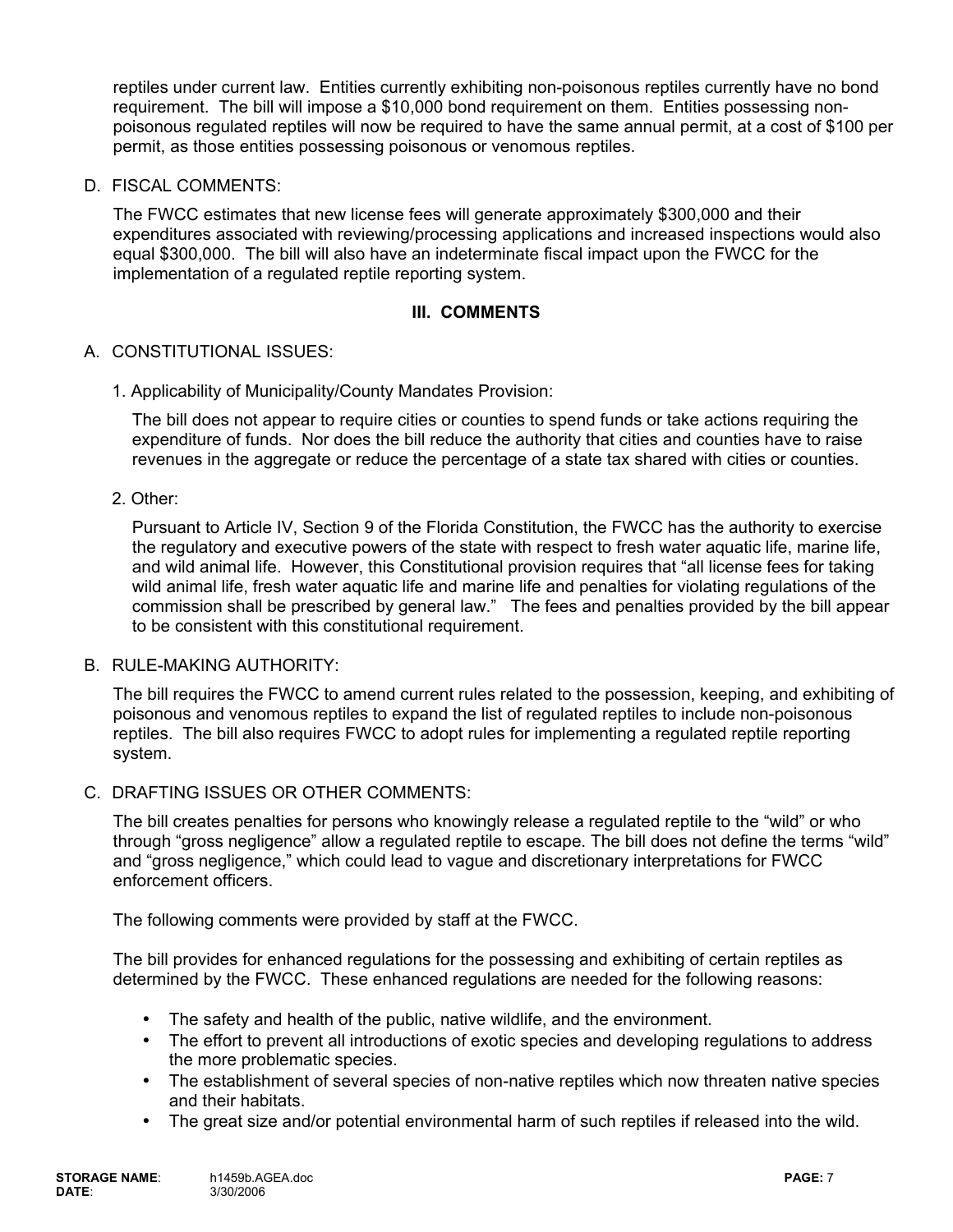reptiles under current law. Entities currently exhibiting non-poisonous reptiles currently have no bond requirement. The bill will impose a $10,000 bond requirement on them. Entities possessing non-poisonous regulated reptiles will now be required to have the same annual permit, at a cost of $100 per permit, as those entities possessing poisonous or venomous reptiles.

D. FISCAL COMMENTS:

The FWCC estimates that new license fees will generate approximately $300,000 and their expenditures associated with reviewing/processing applications and increased inspections would also equal $300,000. The bill will also have an indeterminate fiscal impact upon the FWCC for the implementation of a regulated reptile reporting system.

## III. COMMENTS

A. CONSTITUTIONAL ISSUES:

1. Applicability of Municipality/County Mandates Provision:

The bill does not appear to require cities or counties to spend funds or take actions requiring the expenditure of funds. Nor does the bill reduce the authority that cities and counties have to raise revenues in the aggregate or reduce the percentage of a state tax shared with cities or counties.

2. Other:

Pursuant to Article IV, Section 9 of the Florida Constitution, the FWCC has the authority to exercise the regulatory and executive powers of the state with respect to fresh water aquatic life, marine life, and wild animal life. However, this Constitutional provision requires that "all license fees for taking wild animal life, fresh water aquatic life and marine life and penalties for violating regulations of the commission shall be prescribed by general law." The fees and penalties provided by the bill appear to be consistent with this constitutional requirement.

B. RULE-MAKING AUTHORITY:

The bill requires the FWCC to amend current rules related to the possession, keeping, and exhibiting of poisonous and venomous reptiles to expand the list of regulated reptiles to include non-poisonous reptiles. The bill also requires FWCC to adopt rules for implementing a regulated reptile reporting system.

C. DRAFTING ISSUES OR OTHER COMMENTS:

The bill creates penalties for persons who knowingly release a regulated reptile to the "wild" or who through "gross negligence" allow a regulated reptile to escape. The bill does not define the terms "wild" and "gross negligence," which could lead to vague and discretionary interpretations for FWCC enforcement officers.

The following comments were provided by staff at the FWCC.

The bill provides for enhanced regulations for the possessing and exhibiting of certain reptiles as determined by the FWCC. These enhanced regulations are needed for the following reasons:

- The safety and health of the public, native wildlife, and the environment.
- The effort to prevent all introductions of exotic species and developing regulations to address the more problematic species.
- The establishment of several species of non-native reptiles which now threaten native species and their habitats.
- The great size and/or potential environmental harm of such reptiles if released into the wild.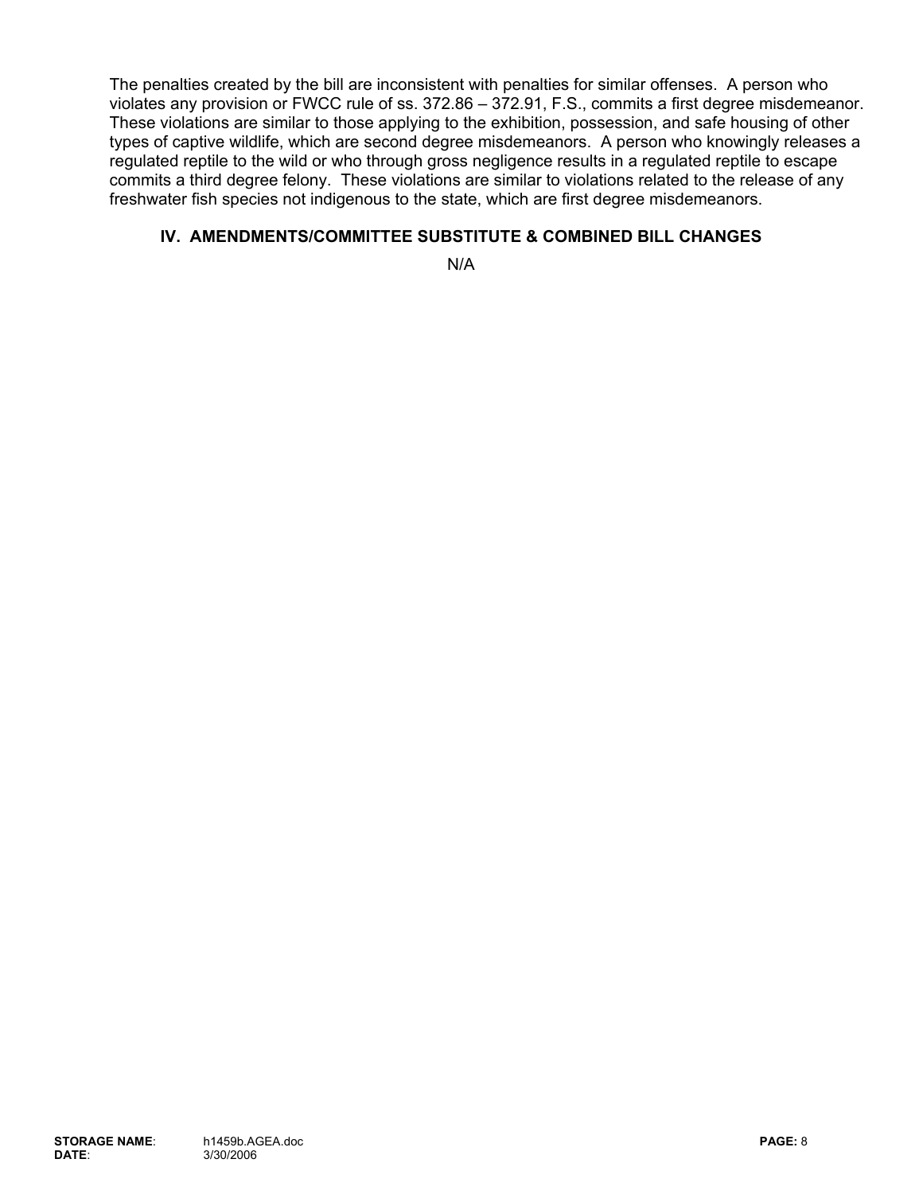The penalties created by the bill are inconsistent with penalties for similar offenses. A person who violates any provision or FWCC rule of ss. 372.86 – 372.91, F.S., commits a first degree misdemeanor. These violations are similar to those applying to the exhibition, possession, and safe housing of other types of captive wildlife, which are second degree misdemeanors. A person who knowingly releases a regulated reptile to the wild or who through gross negligence results in a regulated reptile to escape commits a third degree felony. These violations are similar to violations related to the release of any freshwater fish species not indigenous to the state, which are first degree misdemeanors.

## IV. AMENDMENTS/COMMITTEE SUBSTITUTE & COMBINED BILL CHANGES

N/A